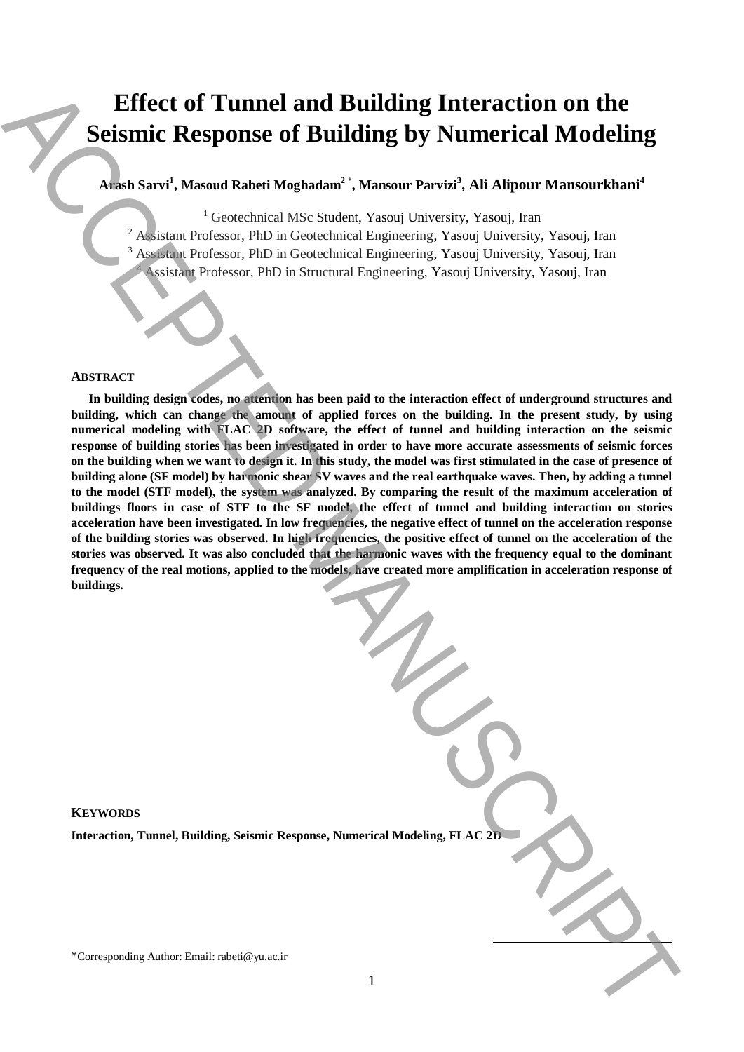# Effect of Tunnel and Building Interaction on the Seismic Response of Building by Numerical Modeling

**Arash Sarvi[1], Masoud Rabeti Moghadam[2 *], Mansour Parvizi[3], Ali Alipour Mansourkhani[4]**

[1] Geotechnical MSc Student, Yasouj University, Yasouj, Iran

[2] Assistant Professor, PhD in Geotechnical Engineering, Yasouj University, Yasouj, Iran

[3] Assistant Professor, PhD in Geotechnical Engineering, Yasouj University, Yasouj, Iran

[4] Assistant Professor, PhD in Structural Engineering, Yasouj University, Yasouj, Iran

## ABSTRACT

**In building design codes, no attention has been paid to the interaction effect of underground structures and building, which can change the amount of applied forces on the building. In the present study, by using numerical modeling with FLAC 2D software, the effect of tunnel and building interaction on the seismic response of building stories has been investigated in order to have more accurate assessments of seismic forces on the building when we want to design it. In this study, the model was first stimulated in the case of presence of building alone (SF model) by harmonic shear SV waves and the real earthquake waves. Then, by adding a tunnel to the model (STF model), the system was analyzed. By comparing the result of the maximum acceleration of buildings floors in case of STF to the SF model, the effect of tunnel and building interaction on stories acceleration have been investigated. In low frequencies, the negative effect of tunnel on the acceleration response of the building stories was observed. In high frequencies, the positive effect of tunnel on the acceleration of the stories was observed. It was also concluded that the harmonic waves with the frequency equal to the dominant frequency of the real motions, applied to the models, have created more amplification in acceleration response of buildings.**

## KEYWORDS

**Interaction, Tunnel, Building, Seismic Response, Numerical Modeling, FLAC 2D**

*Corresponding Author: Email: rabeti@yu.ac.ir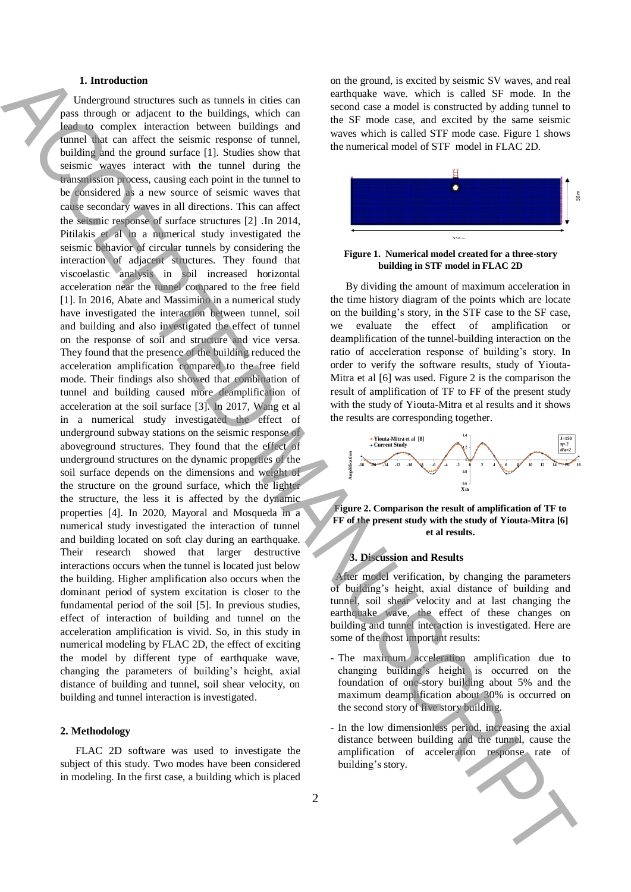## 1. Introduction

Underground structures such as tunnels in cities can pass through or adjacent to the buildings, which can lead to complex interaction between buildings and tunnel that can affect the seismic response of tunnel, building and the ground surface [1]. Studies show that seismic waves interact with the tunnel during the transmission process, causing each point in the tunnel to be considered as a new source of seismic waves that cause secondary waves in all directions. This can affect the seismic response of surface structures [2] .In 2014, Pitilakis et al in a numerical study investigated the seismic behavior of circular tunnels by considering the interaction of adjacent structures. They found that viscoelastic analysis in soil increased horizontal acceleration near the tunnel compared to the free field [1]. In 2016, Abate and Massimino in a numerical study have investigated the interaction between tunnel, soil and building and also investigated the effect of tunnel on the response of soil and structure and vice versa. They found that the presence of the building reduced the acceleration amplification compared to the free field mode. Their findings also showed that combination of tunnel and building caused more deamplification of acceleration at the soil surface [3]. In 2017, Wang et al in a numerical study investigated the effect of underground subway stations on the seismic response of aboveground structures. They found that the effect of underground structures on the dynamic properties of the soil surface depends on the dimensions and weight of the structure on the ground surface, which the lighter the structure, the less it is affected by the dynamic properties [4]. In 2020, Mayoral and Mosqueda in a numerical study investigated the interaction of tunnel and building located on soft clay during an earthquake. Their research showed that larger destructive interactions occurs when the tunnel is located just below the building. Higher amplification also occurs when the dominant period of system excitation is closer to the fundamental period of the soil [5]. In previous studies, effect of interaction of building and tunnel on the acceleration amplification is vivid. So, in this study in numerical modeling by FLAC 2D, the effect of exciting the model by different type of earthquake wave, changing the parameters of building's height, axial distance of building and tunnel, soil shear velocity, on building and tunnel interaction is investigated.

## 2. Methodology

FLAC 2D software was used to investigate the subject of this study. Two modes have been considered in modeling. In the first case, a building which is placed on the ground, is excited by seismic SV waves, and real earthquake wave. which is called SF mode. In the second case a model is constructed by adding tunnel to the SF mode case, and excited by the same seismic waves which is called STF mode case. Figure 1 shows the numerical model of STF model in FLAC 2D.

**Figure 1. Numerical model created for a three-story building in STF model in FLAC 2D**

By dividing the amount of maximum acceleration in the time history diagram of the points which are locate on the building's story, in the STF case to the SF case, we evaluate the effect of amplification or deamplification of the tunnel-building interaction on the ratio of acceleration response of building's story. In order to verify the software results, study of Yiouta-Mitra et al [6] was used. Figure 2 is the comparison the result of amplification of TF to FF of the present study with the study of Yiouta-Mitra et al results and it shows the results are corresponding together.

**Figure 2. Comparison the result of amplification of TF to FF of the present study with the study of Yiouta-Mitra [6] et al results.**

## 3. Discussion and Results

After model verification, by changing the parameters of building's height, axial distance of building and tunnel, soil shear velocity and at last changing the earthquake wave, the effect of these changes on building and tunnel interaction is investigated. Here are some of the most important results:

- The maximum acceleration amplification due to changing building's height is occurred on the foundation of one-story building about 5% and the maximum deamplification about 30% is occurred on the second story of five story building.
- In the low dimensionless period, increasing the axial distance between building and the tunnel, cause the amplification of acceleration response rate of building's story.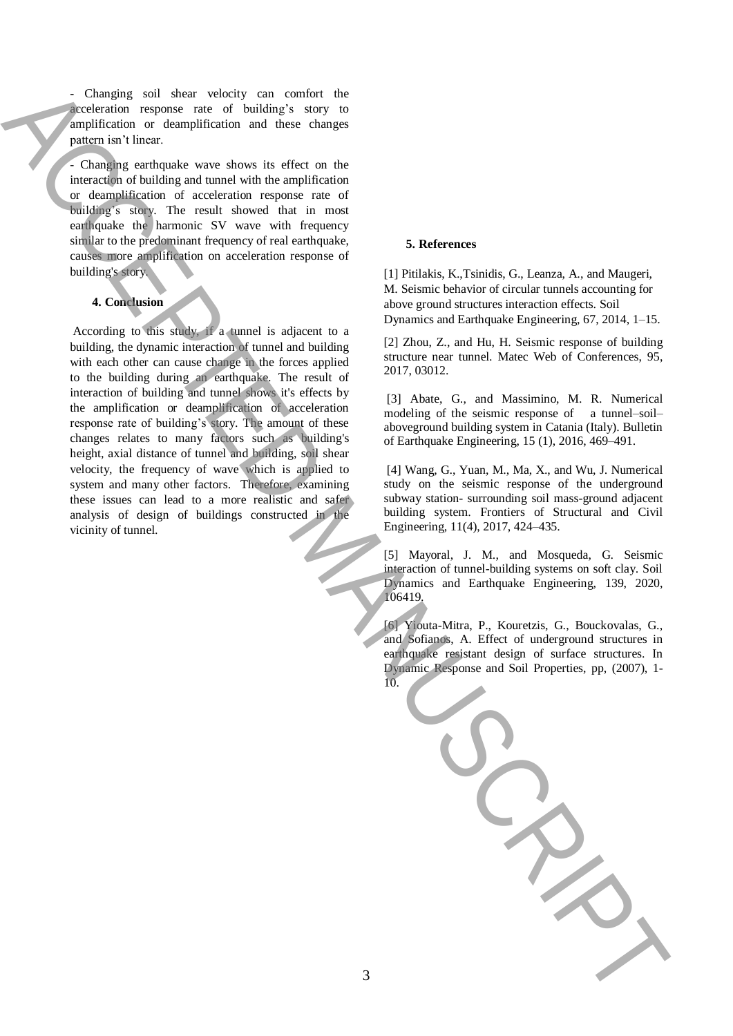- Changing soil shear velocity can comfort the acceleration response rate of building's story to amplification or deamplification and these changes pattern isn't linear.

- Changing earthquake wave shows its effect on the interaction of building and tunnel with the amplification or deamplification of acceleration response rate of building's story. The result showed that in most earthquake the harmonic SV wave with frequency similar to the predominant frequency of real earthquake, causes more amplification on acceleration response of building's story.

## 4. Conclusion

According to this study, if a tunnel is adjacent to a building, the dynamic interaction of tunnel and building with each other can cause change in the forces applied to the building during an earthquake. The result of interaction of building and tunnel shows it's effects by the amplification or deamplification of acceleration response rate of building's story. The amount of these changes relates to many factors such as building's height, axial distance of tunnel and building, soil shear velocity, the frequency of wave which is applied to system and many other factors. Therefore, examining these issues can lead to a more realistic and safer analysis of design of buildings constructed in the vicinity of tunnel.

## 5. References

[1] Pitilakis, K.,Tsinidis, G., Leanza, A., and Maugeri, M. Seismic behavior of circular tunnels accounting for above ground structures interaction effects. Soil Dynamics and Earthquake Engineering, 67, 2014, 1–15.

[2] Zhou, Z., and Hu, H. Seismic response of building structure near tunnel. Matec Web of Conferences, 95, 2017, 03012.

[3] Abate, G., and Massimino, M. R. Numerical modeling of the seismic response of a tunnel–soil–aboveground building system in Catania (Italy). Bulletin of Earthquake Engineering, 15 (1), 2016, 469–491.

[4] Wang, G., Yuan, M., Ma, X., and Wu, J. Numerical study on the seismic response of the underground subway station- surrounding soil mass-ground adjacent building system. Frontiers of Structural and Civil Engineering, 11(4), 2017, 424–435.

[5] Mayoral, J. M., and Mosqueda, G. Seismic interaction of tunnel-building systems on soft clay. Soil Dynamics and Earthquake Engineering, 139, 2020, 106419.

[6] Yiouta-Mitra, P., Kouretzis, G., Bouckovalas, G., and Sofianos, A. Effect of underground structures in earthquake resistant design of surface structures. In Dynamic Response and Soil Properties, pp, (2007), 1-10.